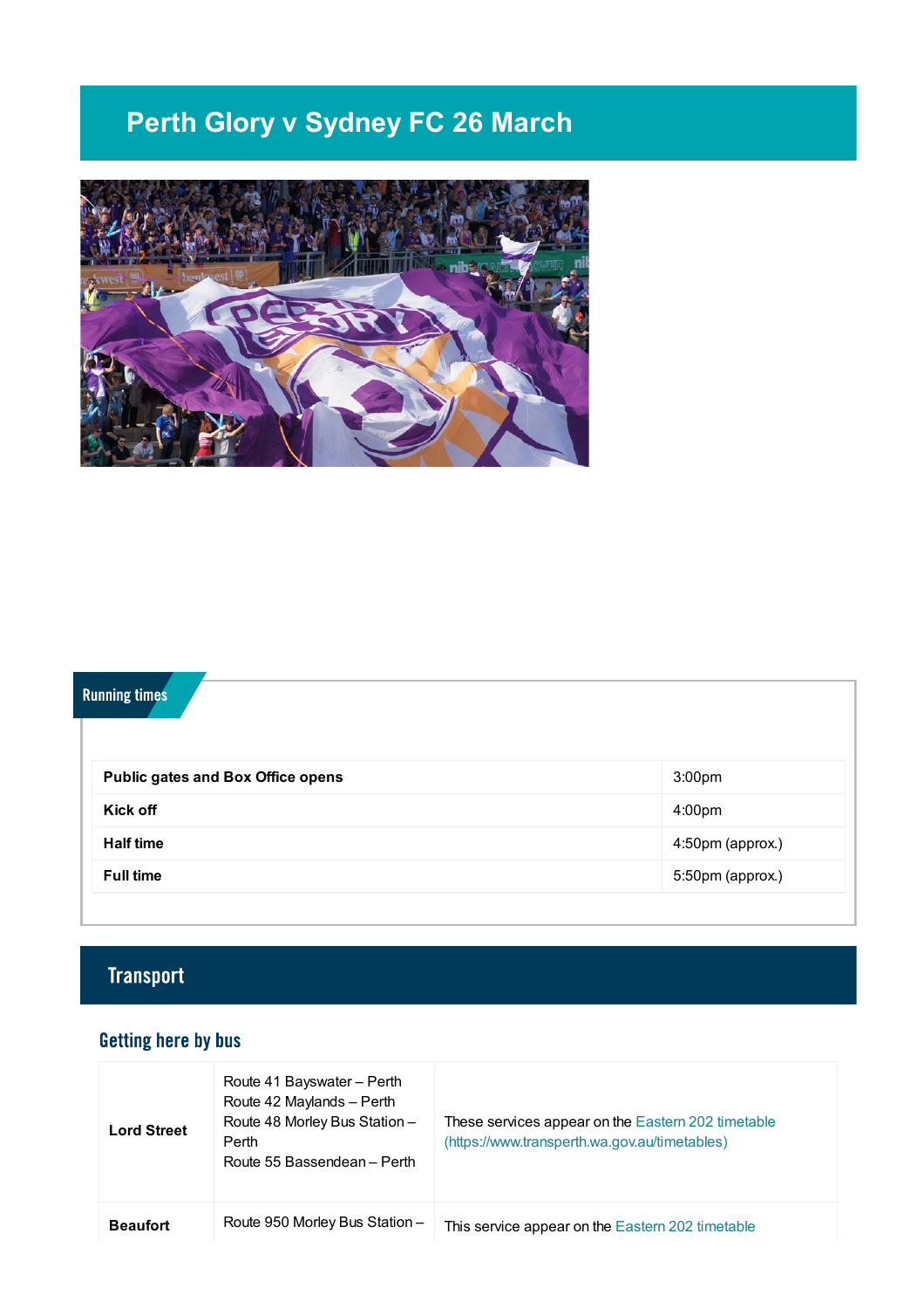# Perth Glory v Sydney FC 26 March

## Running times

| | |
|---|---|
| **Public gates and Box Office opens** | 3:00pm |
| **Kick off** | 4:00pm |
| **Half time** | 4:50pm (approx.) |
| **Full time** | 5:50pm (approx.) |

## Transport

### Getting here by bus

| | | |
|---|---|---|
| **Lord Street** | Route 41 Bayswater – Perth<br>Route 42 Maylands – Perth<br>Route 48 Morley Bus Station – Perth<br>Route 55 Bassendean – Perth | These services appear on the Eastern 202 timetable (https://www.transperth.wa.gov.au/timetables) |
| **Beaufort** | Route 950 Morley Bus Station – | This service appear on the Eastern 202 timetable |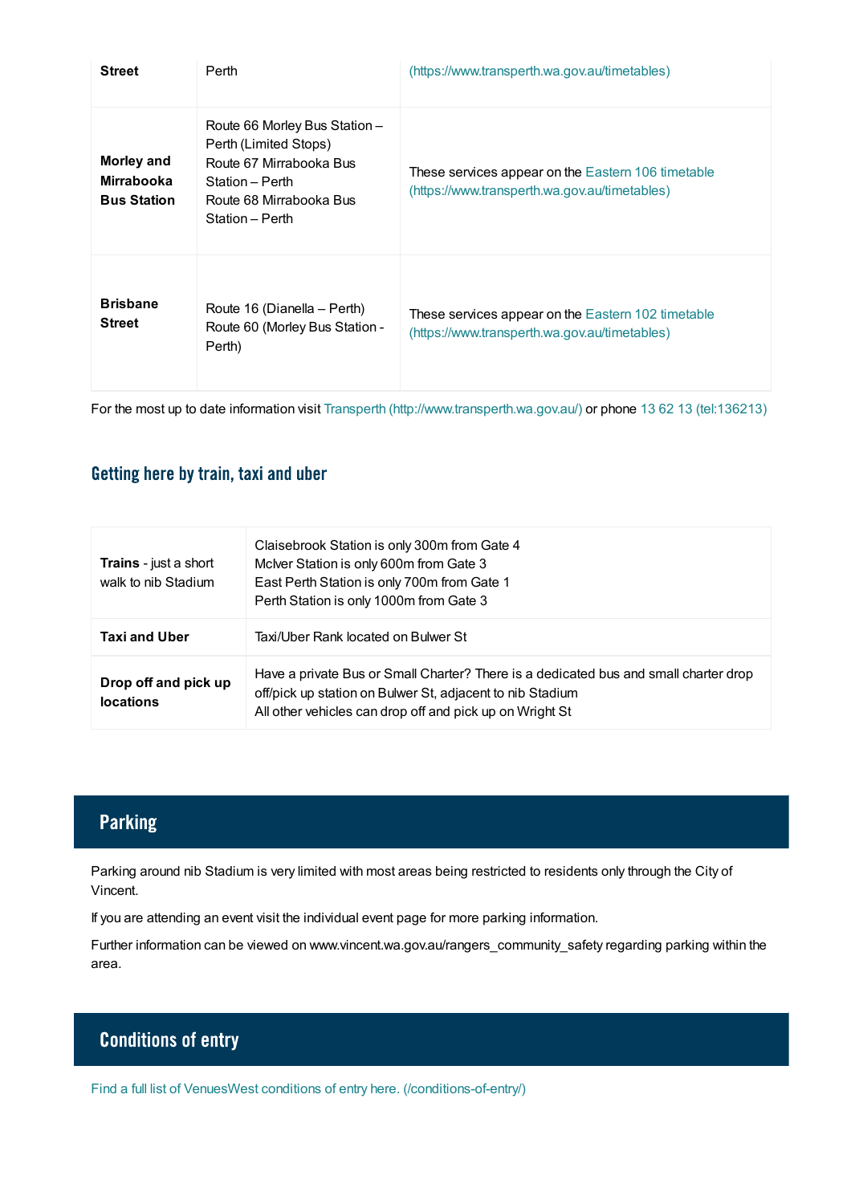| | | |
|---|---|---|
| **Street** | Perth | (https://www.transperth.wa.gov.au/timetables) |
| **Morley and Mirrabooka Bus Station** | Route 66 Morley Bus Station – Perth (Limited Stops)<br>Route 67 Mirrabooka Bus Station – Perth<br>Route 68 Mirrabooka Bus Station – Perth | These services appear on the Eastern 106 timetable (https://www.transperth.wa.gov.au/timetables) |
| **Brisbane Street** | Route 16 (Dianella – Perth)<br>Route 60 (Morley Bus Station - Perth) | These services appear on the Eastern 102 timetable (https://www.transperth.wa.gov.au/timetables) |

For the most up to date information visit Transperth (http://www.transperth.wa.gov.au/) or phone 13 62 13 (tel:136213)

### Getting here by train, taxi and uber

| | |
|---|---|
| **Trains** - just a short walk to nib Stadium | Claisebrook Station is only 300m from Gate 4<br>McIver Station is only 600m from Gate 3<br>East Perth Station is only 700m from Gate 1<br>Perth Station is only 1000m from Gate 3 |
| **Taxi and Uber** | Taxi/Uber Rank located on Bulwer St |
| **Drop off and pick up locations** | Have a private Bus or Small Charter? There is a dedicated bus and small charter drop off/pick up station on Bulwer St, adjacent to nib Stadium<br>All other vehicles can drop off and pick up on Wright St |

## Parking

Parking around nib Stadium is very limited with most areas being restricted to residents only through the City of Vincent.

If you are attending an event visit the individual event page for more parking information.

Further information can be viewed on www.vincent.wa.gov.au/rangers_community_safety regarding parking within the area.

## Conditions of entry

Find a full list of VenuesWest conditions of entry here. (/conditions-of-entry/)